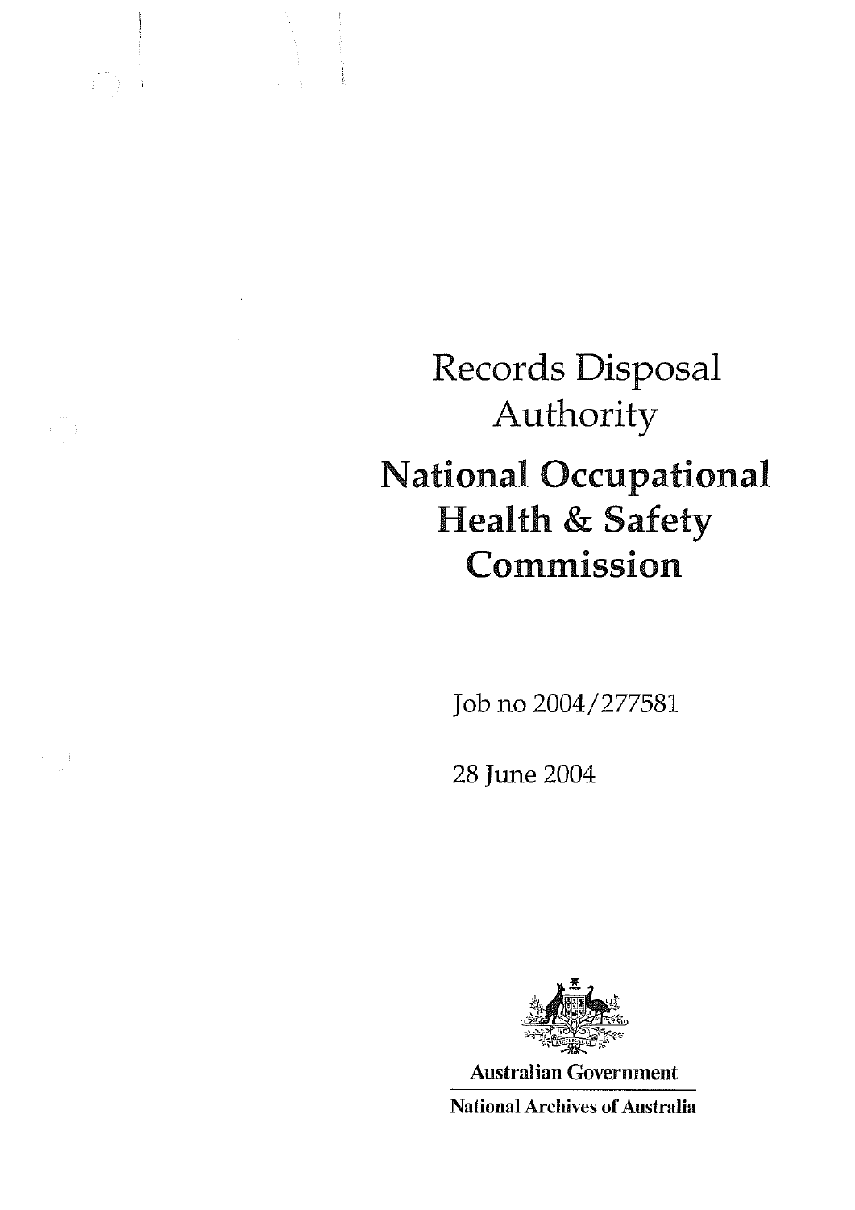# Records Disposal Authority

# National Occupational Health & Safety Commission

Job no 2004/277581

28 June 2004

Australian Government

National Archives of Australia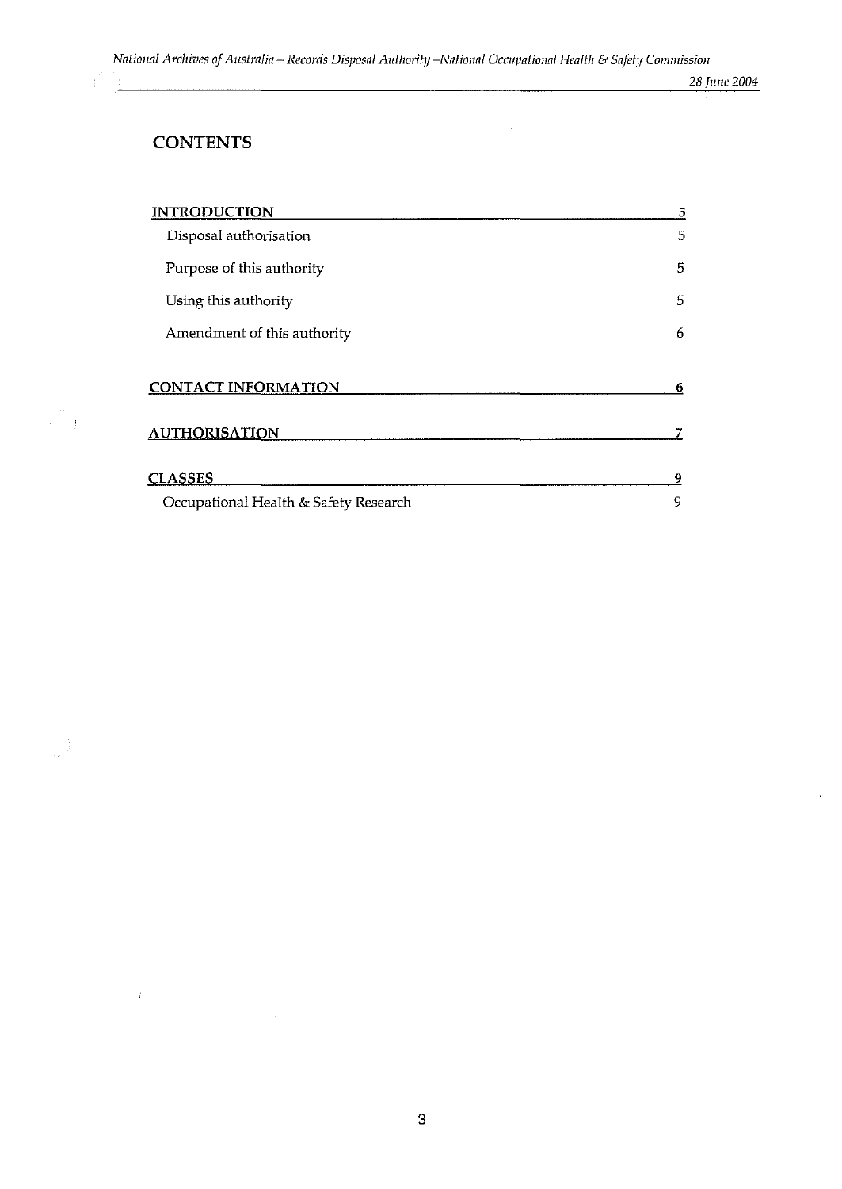## CONTENTS

| | |
|---|---|
| **INTRODUCTION** | **5** |
| Disposal authorisation | 5 |
| Purpose of this authority | 5 |
| Using this authority | 5 |
| Amendment of this authority | 6 |
| **CONTACT INFORMATION** | **6** |
| **AUTHORISATION** | **7** |
| **CLASSES** | **9** |
| Occupational Health & Safety Research | 9 |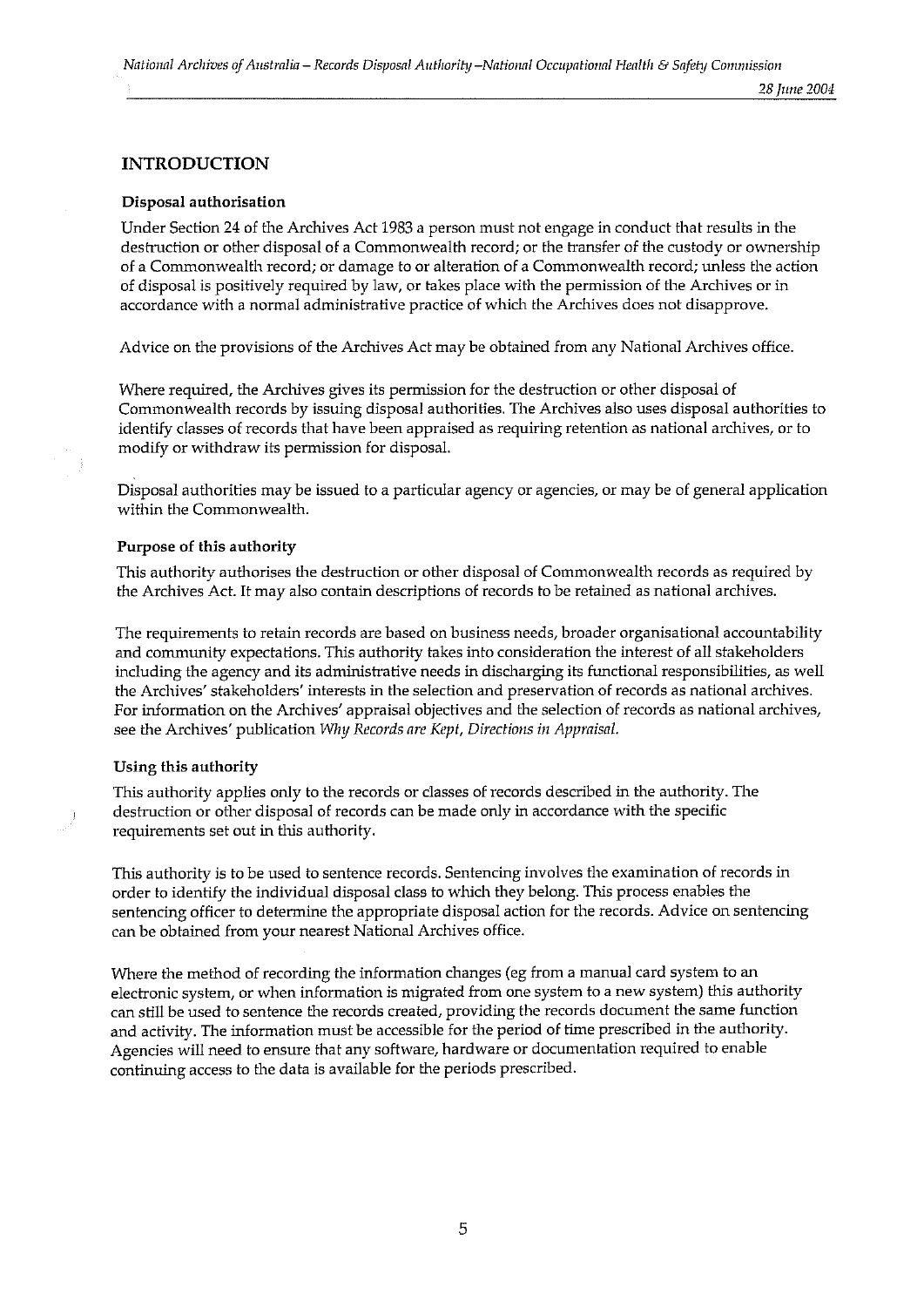## INTRODUCTION

### Disposal authorisation

Under Section 24 of the Archives Act 1983 a person must not engage in conduct that results in the destruction or other disposal of a Commonwealth record; or the transfer of the custody or ownership of a Commonwealth record; or damage to or alteration of a Commonwealth record; unless the action of disposal is positively required by law, or takes place with the permission of the Archives or in accordance with a normal administrative practice of which the Archives does not disapprove.

Advice on the provisions of the Archives Act may be obtained from any National Archives office.

Where required, the Archives gives its permission for the destruction or other disposal of Commonwealth records by issuing disposal authorities. The Archives also uses disposal authorities to identify classes of records that have been appraised as requiring retention as national archives, or to modify or withdraw its permission for disposal.

Disposal authorities may be issued to a particular agency or agencies, or may be of general application within the Commonwealth.

### Purpose of this authority

This authority authorises the destruction or other disposal of Commonwealth records as required by the Archives Act. It may also contain descriptions of records to be retained as national archives.

The requirements to retain records are based on business needs, broader organisational accountability and community expectations. This authority takes into consideration the interest of all stakeholders including the agency and its administrative needs in discharging its functional responsibilities, as well the Archives' stakeholders' interests in the selection and preservation of records as national archives. For information on the Archives' appraisal objectives and the selection of records as national archives, see the Archives' publication *Why Records are Kept, Directions in Appraisal.*

### Using this authority

This authority applies only to the records or classes of records described in the authority. The destruction or other disposal of records can be made only in accordance with the specific requirements set out in this authority.

This authority is to be used to sentence records. Sentencing involves the examination of records in order to identify the individual disposal class to which they belong. This process enables the sentencing officer to determine the appropriate disposal action for the records. Advice on sentencing can be obtained from your nearest National Archives office.

Where the method of recording the information changes (eg from a manual card system to an electronic system, or when information is migrated from one system to a new system) this authority can still be used to sentence the records created, providing the records document the same function and activity. The information must be accessible for the period of time prescribed in the authority. Agencies will need to ensure that any software, hardware or documentation required to enable continuing access to the data is available for the periods prescribed.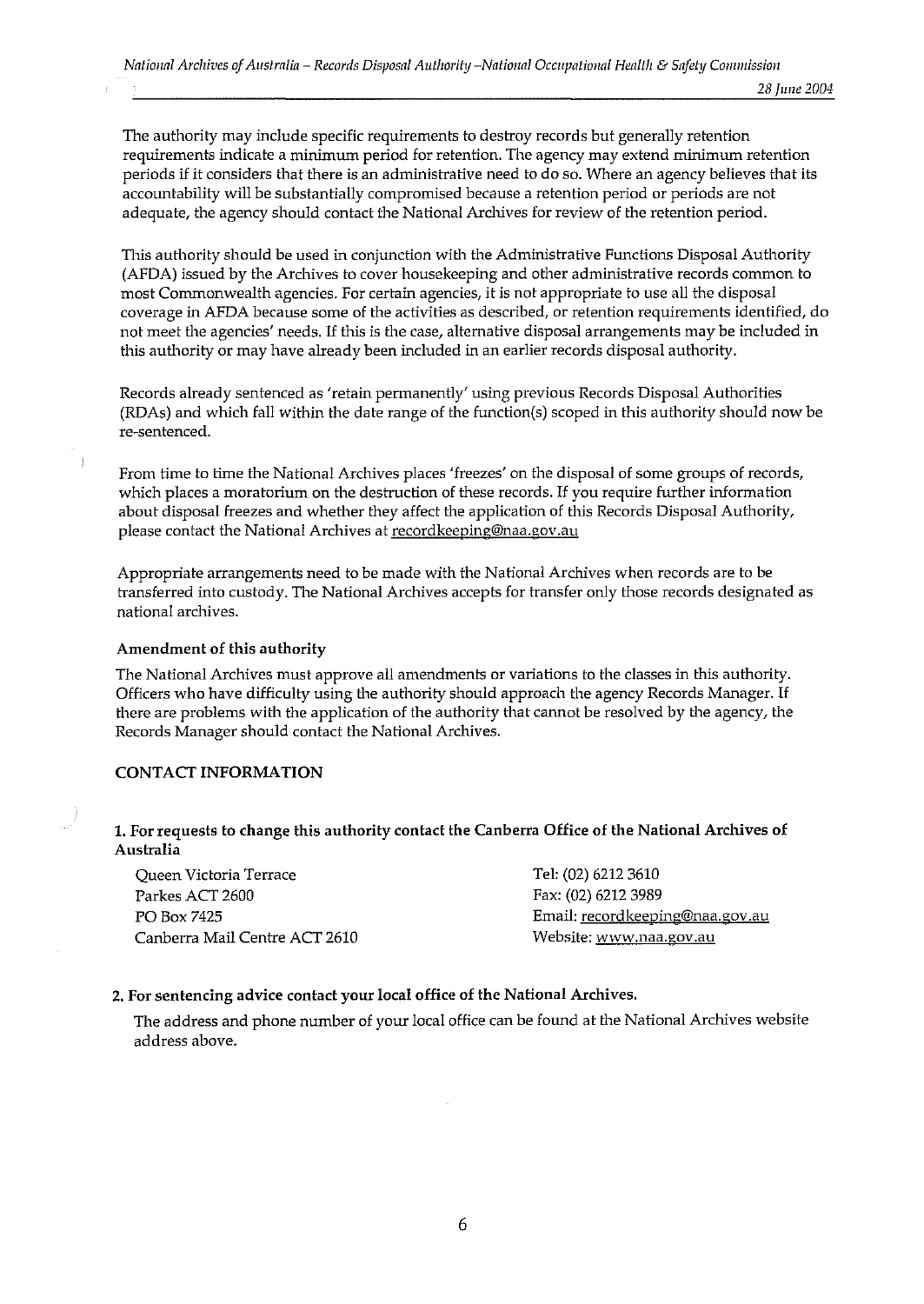The authority may include specific requirements to destroy records but generally retention requirements indicate a minimum period for retention. The agency may extend minimum retention periods if it considers that there is an administrative need to do so. Where an agency believes that its accountability will be substantially compromised because a retention period or periods are not adequate, the agency should contact the National Archives for review of the retention period.

This authority should be used in conjunction with the Administrative Functions Disposal Authority (AFDA) issued by the Archives to cover housekeeping and other administrative records common to most Commonwealth agencies. For certain agencies, it is not appropriate to use all the disposal coverage in AFDA because some of the activities as described, or retention requirements identified, do not meet the agencies' needs. If this is the case, alternative disposal arrangements may be included in this authority or may have already been included in an earlier records disposal authority.

Records already sentenced as 'retain permanently' using previous Records Disposal Authorities (RDAs) and which fall within the date range of the function(s) scoped in this authority should now be re-sentenced.

From time to time the National Archives places 'freezes' on the disposal of some groups of records, which places a moratorium on the destruction of these records. If you require further information about disposal freezes and whether they affect the application of this Records Disposal Authority, please contact the National Archives at recordkeeping@naa.gov.au

Appropriate arrangements need to be made with the National Archives when records are to be transferred into custody. The National Archives accepts for transfer only those records designated as national archives.

#### Amendment of this authority

The National Archives must approve all amendments or variations to the classes in this authority. Officers who have difficulty using the authority should approach the agency Records Manager. If there are problems with the application of the authority that cannot be resolved by the agency, the Records Manager should contact the National Archives.

### CONTACT INFORMATION

**1. For requests to change this authority contact the Canberra Office of the National Archives of Australia**

Queen Victoria Terrace
Parkes ACT 2600
PO Box 7425
Canberra Mail Centre ACT 2610

Tel: (02) 6212 3610
Fax: (02) 6212 3989
Email: recordkeeping@naa.gov.au
Website: www.naa.gov.au

**2. For sentencing advice contact your local office of the National Archives.**

The address and phone number of your local office can be found at the National Archives website address above.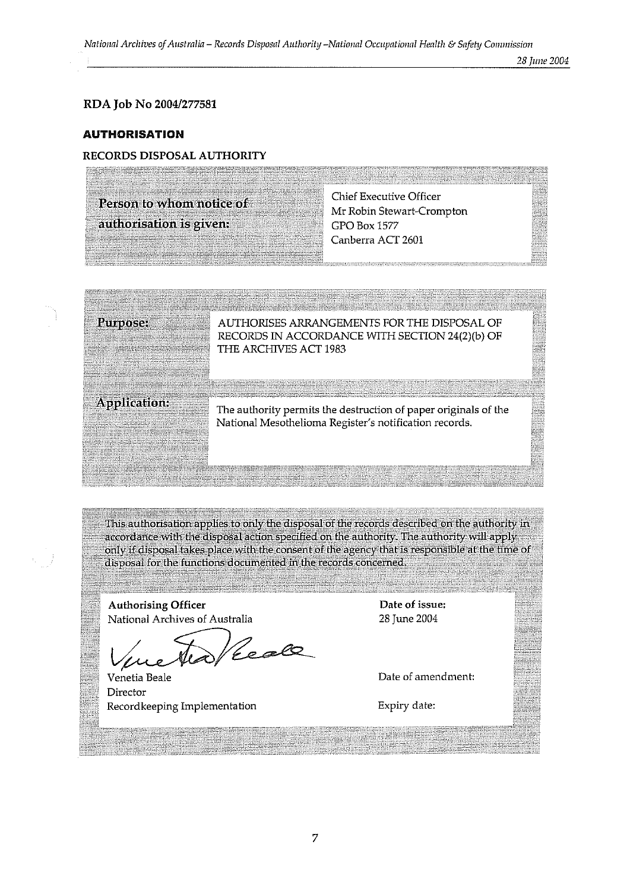## RDA Job No 2004/277581

### AUTHORISATION

#### RECORDS DISPOSAL AUTHORITY

| Person to whom notice of authorisation is given: | Chief Executive Officer<br>Mr Robin Stewart-Crompton<br>GPO Box 1577<br>Canberra ACT 2601 |
|---|---|

| Purpose: | AUTHORISES ARRANGEMENTS FOR THE DISPOSAL OF RECORDS IN ACCORDANCE WITH SECTION 24(2)(b) OF THE ARCHIVES ACT 1983 |
|---|---|
| Application: | The authority permits the destruction of paper originals of the National Mesothelioma Register's notification records. |

This authorisation applies to only the disposal of the records described on the authority in accordance with the disposal action specified on the authority. The authority will apply only if disposal takes place with the consent of the agency that is responsible at the time of disposal for the functions documented in the records concerned.

| **Authorising Officer**<br>National Archives of Australia | **Date of issue:**<br>28 June 2004 |
|---|---|
| Venetia Beale<br>Director<br>Recordkeeping Implementation | Date of amendment:<br><br>Expiry date: |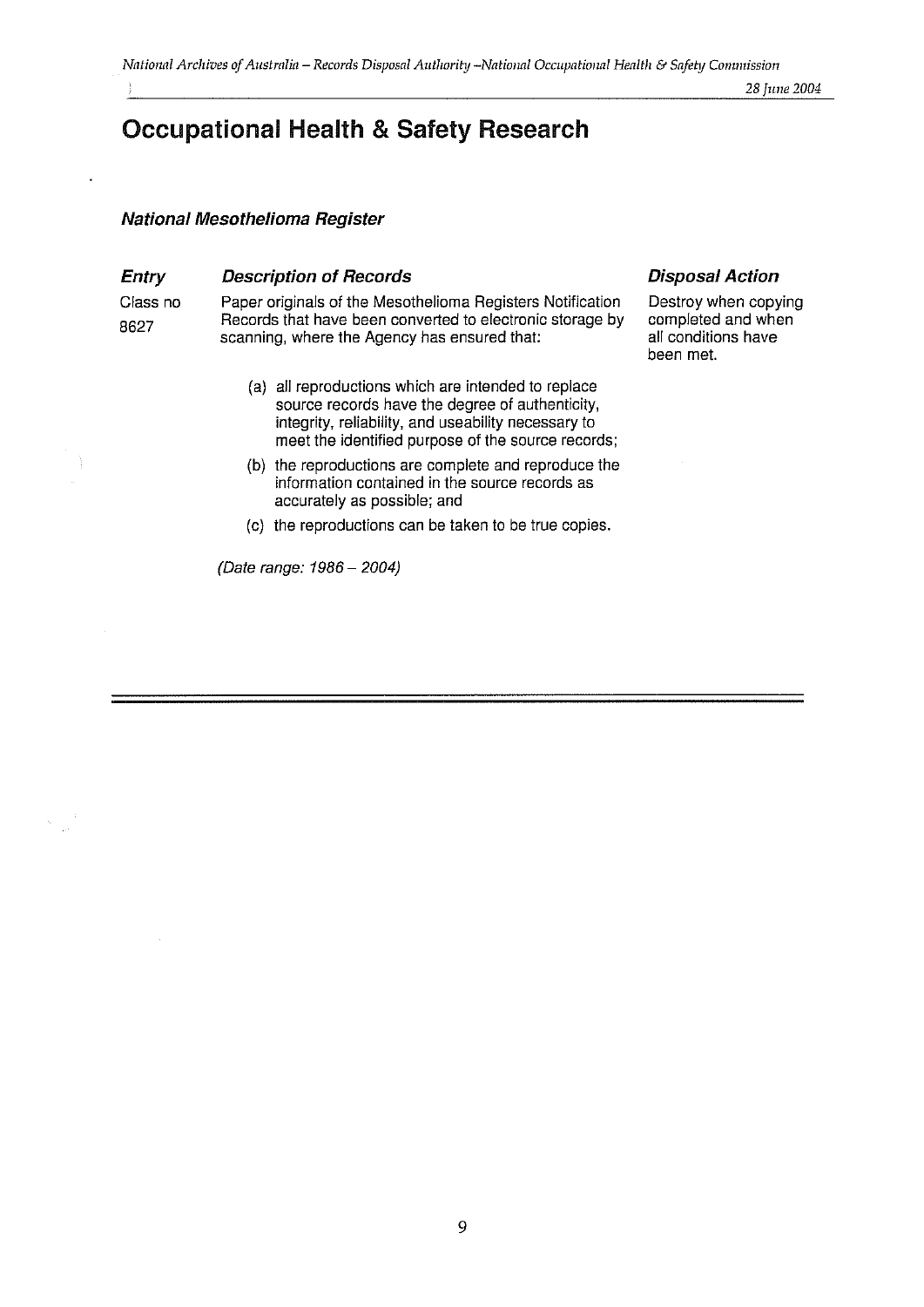## Occupational Health & Safety Research

### *National Mesothelioma Register*

| ***Entry*** | ***Description of Records*** | ***Disposal Action*** |
|---|---|---|
| Class no 8627 | Paper originals of the Mesothelioma Registers Notification Records that have been converted to electronic storage by scanning, where the Agency has ensured that:<br><br>(a) all reproductions which are intended to replace source records have the degree of authenticity, integrity, reliability, and useability necessary to meet the identified purpose of the source records;<br>(b) the reproductions are complete and reproduce the information contained in the source records as accurately as possible; and<br>(c) the reproductions can be taken to be true copies.<br><br>*(Date range: 1986 – 2004)* | Destroy when copying completed and when all conditions have been met. |